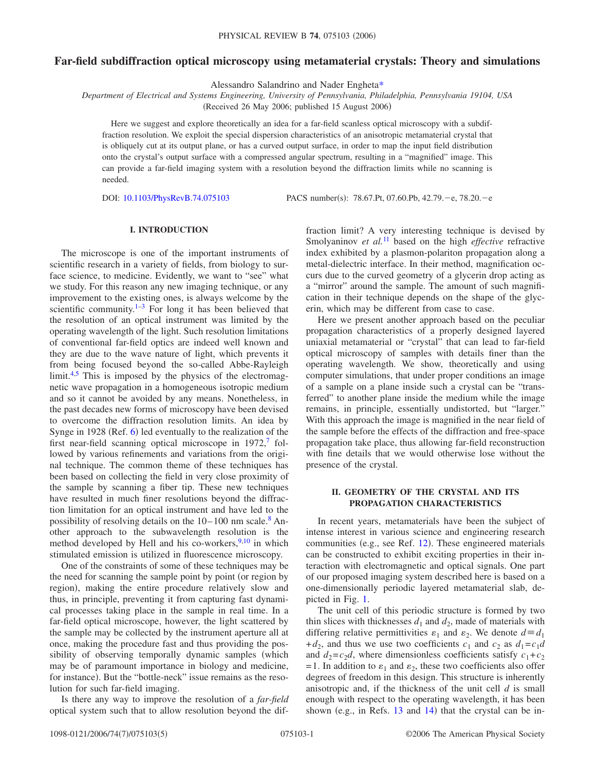# Far-field subdiffraction optical microscopy using metamaterial crystals: Theory and simulations

Alessandro Salandrino and Nader Engheta*

*Department of Electrical and Systems Engineering, University of Pennsylvania, Philadelphia, Pennsylvania 19104, USA*

(Received 26 May 2006; published 15 August 2006)

Here we suggest and explore theoretically an idea for a far-field scanless optical microscopy with a subdiffraction resolution. We exploit the special dispersion characteristics of an anisotropic metamaterial crystal that is obliquely cut at its output plane, or has a curved output surface, in order to map the input field distribution onto the crystal's output surface with a compressed angular spectrum, resulting in a "magnified" image. This can provide a far-field imaging system with a resolution beyond the diffraction limits while no scanning is needed.

DOI: 10.1103/PhysRevB.74.075103 PACS number(s): 78.67.Pt, 07.60.Pb, 42.79.−e, 78.20.−e

## I. INTRODUCTION

The microscope is one of the important instruments of scientific research in a variety of fields, from biology to surface science, to medicine. Evidently, we want to "see" what we study. For this reason any new imaging technique, or any improvement to the existing ones, is always welcome by the scientific community.[1–3] For long it has been believed that the resolution of an optical instrument was limited by the operating wavelength of the light. Such resolution limitations of conventional far-field optics are indeed well known and they are due to the wave nature of light, which prevents it from being focused beyond the so-called Abbe-Rayleigh limit.[4,5] This is imposed by the physics of the electromagnetic wave propagation in a homogeneous isotropic medium and so it cannot be avoided by any means. Nonetheless, in the past decades new forms of microscopy have been devised to overcome the diffraction resolution limits. An idea by Synge in 1928 (Ref. 6) led eventually to the realization of the first near-field scanning optical microscope in 1972,[7] followed by various refinements and variations from the original technique. The common theme of these techniques has been based on collecting the field in very close proximity of the sample by scanning a fiber tip. These new techniques have resulted in much finer resolutions beyond the diffraction limitation for an optical instrument and have led to the possibility of resolving details on the 10–100 nm scale.[8] Another approach to the subwavelength resolution is the method developed by Hell and his co-workers,[9,10] in which stimulated emission is utilized in fluorescence microscopy.

One of the constraints of some of these techniques may be the need for scanning the sample point by point (or region by region), making the entire procedure relatively slow and thus, in principle, preventing it from capturing fast dynamical processes taking place in the sample in real time. In a far-field optical microscope, however, the light scattered by the sample may be collected by the instrument aperture all at once, making the procedure fast and thus providing the possibility of observing temporally dynamic samples (which may be of paramount importance in biology and medicine, for instance). But the "bottle-neck" issue remains as the resolution for such far-field imaging.

Is there any way to improve the resolution of a *far-field* optical system such that to allow resolution beyond the diffraction limit? A very interesting technique is devised by Smolyaninov *et al.*[11] based on the high *effective* refractive index exhibited by a plasmon-polariton propagation along a metal-dielectric interface. In their method, magnification occurs due to the curved geometry of a glycerin drop acting as a "mirror" around the sample. The amount of such magnification in their technique depends on the shape of the glycerin, which may be different from case to case.

Here we present another approach based on the peculiar propagation characteristics of a properly designed layered uniaxial metamaterial or "crystal" that can lead to far-field optical microscopy of samples with details finer than the operating wavelength. We show, theoretically and using computer simulations, that under proper conditions an image of a sample on a plane inside such a crystal can be "transferred" to another plane inside the medium while the image remains, in principle, essentially undistorted, but "larger." With this approach the image is magnified in the near field of the sample before the effects of the diffraction and free-space propagation take place, thus allowing far-field reconstruction with fine details that we would otherwise lose without the presence of the crystal.

## II. GEOMETRY OF THE CRYSTAL AND ITS PROPAGATION CHARACTERISTICS

In recent years, metamaterials have been the subject of intense interest in various science and engineering research communities (e.g., see Ref. 12). These engineered materials can be constructed to exhibit exciting properties in their interaction with electromagnetic and optical signals. One part of our proposed imaging system described here is based on a one-dimensionally periodic layered metamaterial slab, depicted in Fig. 1.

The unit cell of this periodic structure is formed by two thin slices with thicknesses $d_1$ and $d_2$, made of materials with differing relative permittivities $\varepsilon_1$ and $\varepsilon_2$. We denote $d \equiv d_1 + d_2$, and thus we use two coefficients $c_1$ and $c_2$ as $d_1 = c_1 d$ and $d_2 = c_2 d$, where dimensionless coefficients satisfy $c_1 + c_2 = 1$. In addition to $\varepsilon_1$ and $\varepsilon_2$, these two coefficients also offer degrees of freedom in this design. This structure is inherently anisotropic and, if the thickness of the unit cell $d$ is small enough with respect to the operating wavelength, it has been shown (e.g., in Refs. 13 and 14) that the crystal can be in-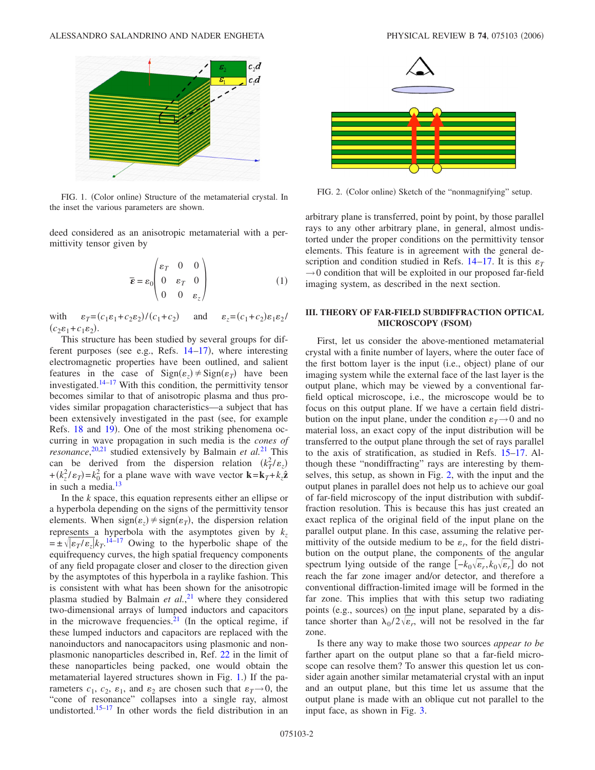FIG. 1. (Color online) Structure of the metamaterial crystal. In the inset the various parameters are shown.

deed considered as an anisotropic metamaterial with a permittivity tensor given by

$$\bar{\bar{\varepsilon}} = \varepsilon_0 \begin{pmatrix} \varepsilon_T & 0 & 0 \\ 0 & \varepsilon_T & 0 \\ 0 & 0 & \varepsilon_z \end{pmatrix} \tag{1}$$

with $\varepsilon_T = (c_1\varepsilon_1 + c_2\varepsilon_2)/(c_1+c_2)$ and $\varepsilon_z = (c_1+c_2)\varepsilon_1\varepsilon_2/(c_2\varepsilon_1 + c_1\varepsilon_2)$.

This structure has been studied by several groups for different purposes (see e.g., Refs. 14–17), where interesting electromagnetic properties have been outlined, and salient features in the case of $\mathrm{Sign}(\varepsilon_z) \neq \mathrm{Sign}(\varepsilon_T)$ have been investigated.[14–17] With this condition, the permittivity tensor becomes similar to that of anisotropic plasma and thus provides similar propagation characteristics—a subject that has been extensively investigated in the past (see, for example Refs. 18 and 19). One of the most striking phenomena occurring in wave propagation in such media is the *cones of resonance*,[20,21] studied extensively by Balmain *et al.*[21] This can be derived from the dispersion relation $(k_T^2/\varepsilon_z) + (k_z^2/\varepsilon_T) = k_0^2$ for a plane wave with wave vector $\mathbf{k} = \mathbf{k}_T + k_z\hat{\mathbf{z}}$ in such a media.[13]

In the $k$ space, this equation represents either an ellipse or a hyperbola depending on the signs of the permittivity tensor elements. When $\mathrm{sign}(\varepsilon_z) \neq \mathrm{sign}(\varepsilon_T)$, the dispersion relation represents a hyperbola with the asymptotes given by $k_z = \pm\sqrt{|\varepsilon_T/\varepsilon_z|}k_T$.[14–17] Owing to the hyperbolic shape of the equifrequency curves, the high spatial frequency components of any field propagate closer and closer to the direction given by the asymptotes of this hyperbola in a raylike fashion. This is consistent with what has been shown for the anisotropic plasma studied by Balmain *et al.*,[21] where they considered two-dimensional arrays of lumped inductors and capacitors in the microwave frequencies.[21] (In the optical regime, if these lumped inductors and capacitors are replaced with the nanoinductors and nanocapacitors using plasmonic and nonplasmonic nanoparticles described in, Ref. 22 in the limit of these nanoparticles being packed, one would obtain the metamaterial layered structures shown in Fig. 1.) If the parameters $c_1$, $c_2$, $\varepsilon_1$, and $\varepsilon_2$ are chosen such that $\varepsilon_T \to 0$, the "cone of resonance" collapses into a single ray, almost undistorted.[15–17] In other words the field distribution in an arbitrary plane is transferred, point by point, by those parallel rays to any other arbitrary plane, in general, almost undistorted under the proper conditions on the permittivity tensor elements. This feature is in agreement with the general description and condition studied in Refs. 14–17. It is this $\varepsilon_T \to 0$ condition that will be exploited in our proposed far-field imaging system, as described in the next section.

FIG. 2. (Color online) Sketch of the "nonmagnifying" setup.

## III. THEORY OF FAR-FIELD SUBDIFFRACTION OPTICAL MICROSCOPY (FSOM)

First, let us consider the above-mentioned metamaterial crystal with a finite number of layers, where the outer face of the first bottom layer is the input (i.e., object) plane of our imaging system while the external face of the last layer is the output plane, which may be viewed by a conventional far-field optical microscope, i.e., the microscope would be to focus on this output plane. If we have a certain field distribution on the input plane, under the condition $\varepsilon_T \to 0$ and no material loss, an exact copy of the input distribution will be transferred to the output plane through the set of rays parallel to the axis of stratification, as studied in Refs. 15–17. Although these "nondiffracting" rays are interesting by themselves, this setup, as shown in Fig. 2, with the input and the output planes in parallel does not help us to achieve our goal of far-field microscopy of the input distribution with subdiffraction resolution. This is because this has just created an exact replica of the original field of the input plane on the parallel output plane. In this case, assuming the relative permittivity of the outside medium to be $\varepsilon_r$, for the field distribution on the output plane, the components of the angular spectrum lying outside of the range $[-k_0\sqrt{\varepsilon_r}, k_0\sqrt{\varepsilon_r}]$ do not reach the far zone imager and/or detector, and therefore a conventional diffraction-limited image will be formed in the far zone. This implies that with this setup two radiating points (e.g., sources) on the input plane, separated by a distance shorter than $\lambda_0/2\sqrt{\varepsilon_r}$, will not be resolved in the far zone.

Is there any way to make those two sources *appear to be* farther apart on the output plane so that a far-field microscope can resolve them? To answer this question let us consider again another similar metamaterial crystal with an input and an output plane, but this time let us assume that the output plane is made with an oblique cut not parallel to the input face, as shown in Fig. 3.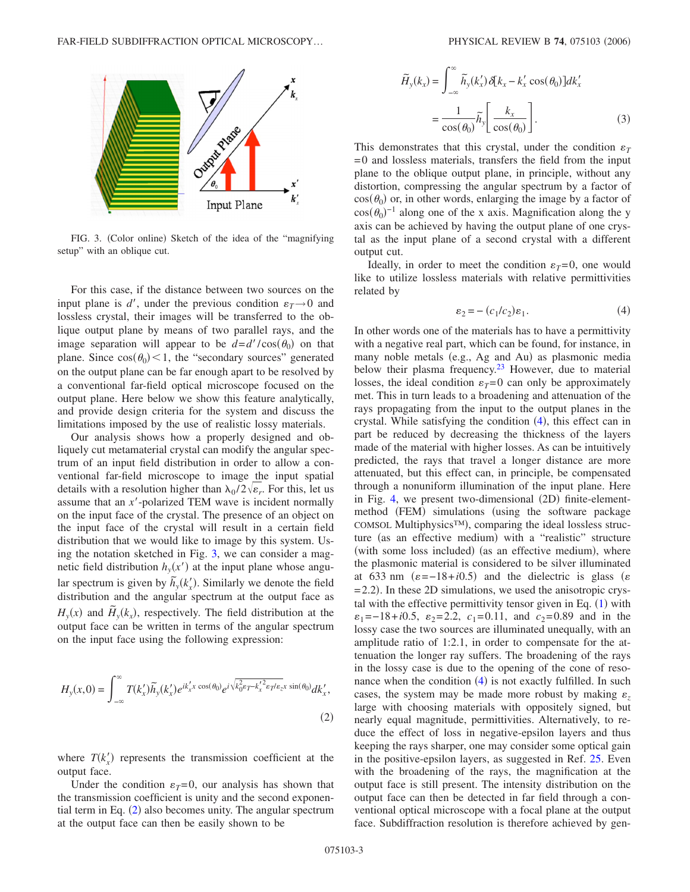FIG. 3. (Color online) Sketch of the idea of the "magnifying setup" with an oblique cut.

For this case, if the distance between two sources on the input plane is $d'$, under the previous condition $\varepsilon_T \to 0$ and lossless crystal, their images will be transferred to the oblique output plane by means of two parallel rays, and the image separation will appear to be $d = d'/\cos(\theta_0)$ on that plane. Since $\cos(\theta_0) < 1$, the "secondary sources" generated on the output plane can be far enough apart to be resolved by a conventional far-field optical microscope focused on the output plane. Here below we show this feature analytically, and provide design criteria for the system and discuss the limitations imposed by the use of realistic lossy materials.

Our analysis shows how a properly designed and obliquely cut metamaterial crystal can modify the angular spectrum of an input field distribution in order to allow a conventional far-field microscope to image the input spatial details with a resolution higher than $\lambda_0/2\sqrt{\varepsilon_r}$. For this, let us assume that an $x'$-polarized TEM wave is incident normally on the input face of the crystal. The presence of an object on the input face of the crystal will result in a certain field distribution that we would like to image by this system. Using the notation sketched in Fig. 3, we can consider a magnetic field distribution $h_y(x')$ at the input plane whose angular spectrum is given by $\tilde{h}_y(k_x')$. Similarly we denote the field distribution and the angular spectrum at the output face as $H_y(x)$ and $\tilde{H}_y(k_x)$, respectively. The field distribution at the output face can be written in terms of the angular spectrum on the input face using the following expression:

$$H_y(x,0) = \int_{-\infty}^{\infty} T(k_x')\tilde{h}_y(k_x')e^{ik_x' x\cos(\theta_0)}e^{i\sqrt{k_0^2\varepsilon_T - k_x'^2\varepsilon_T/\varepsilon_z}\,x\sin(\theta_0)}dk_x', \tag{2}$$

where $T(k_x')$ represents the transmission coefficient at the output face.

Under the condition $\varepsilon_T = 0$, our analysis has shown that the transmission coefficient is unity and the second exponential term in Eq. (2) also becomes unity. The angular spectrum at the output face can then be easily shown to be

$$\tilde{H}_y(k_x) = \int_{-\infty}^{\infty} \tilde{h}_y(k_x')\delta[k_x - k_x'\cos(\theta_0)]dk_x' = \frac{1}{\cos(\theta_0)}\tilde{h}_y\left[\frac{k_x}{\cos(\theta_0)}\right]. \tag{3}$$

This demonstrates that this crystal, under the condition $\varepsilon_T = 0$ and lossless materials, transfers the field from the input plane to the oblique output plane, in principle, without any distortion, compressing the angular spectrum by a factor of $\cos(\theta_0)$ or, in other words, enlarging the image by a factor of $\cos(\theta_0)^{-1}$ along one of the x axis. Magnification along the y axis can be achieved by having the output plane of one crystal as the input plane of a second crystal with a different output cut.

Ideally, in order to meet the condition $\varepsilon_T = 0$, one would like to utilize lossless materials with relative permittivities related by

$$\varepsilon_2 = -(c_1/c_2)\varepsilon_1. \tag{4}$$

In other words one of the materials has to have a permittivity with a negative real part, which can be found, for instance, in many noble metals (e.g., Ag and Au) as plasmonic media below their plasma frequency.[23] However, due to material losses, the ideal condition $\varepsilon_T = 0$ can only be approximately met. This in turn leads to a broadening and attenuation of the rays propagating from the input to the output planes in the crystal. While satisfying the condition (4), this effect can in part be reduced by decreasing the thickness of the layers made of the material with higher losses. As can be intuitively predicted, the rays that travel a longer distance are more attenuated, but this effect can, in principle, be compensated through a nonuniform illumination of the input plane. Here in Fig. 4, we present two-dimensional (2D) finite-element-method (FEM) simulations (using the software package COMSOL Multiphysics™), comparing the ideal lossless structure (as an effective medium) with a "realistic" structure (with some loss included) (as an effective medium), where the plasmonic material is considered to be silver illuminated at 633 nm ($\varepsilon = -18 + i0.5$) and the dielectric is glass ($\varepsilon = 2.2$). In these 2D simulations, we used the anisotropic crystal with the effective permittivity tensor given in Eq. (1) with $\varepsilon_1 = -18 + i0.5$, $\varepsilon_2 = 2.2$, $c_1 = 0.11$, and $c_2 = 0.89$ and in the lossy case the two sources are illuminated unequally, with an amplitude ratio of 1:2.1, in order to compensate for the attenuation the longer ray suffers. The broadening of the rays in the lossy case is due to the opening of the cone of resonance when the condition (4) is not exactly fulfilled. In such cases, the system may be made more robust by making $\varepsilon_z$ large with choosing materials with oppositely signed, but nearly equal magnitude, permittivities. Alternatively, to reduce the effect of loss in negative-epsilon layers and thus keeping the rays sharper, one may consider some optical gain in the positive-epsilon layers, as suggested in Ref. 25. Even with the broadening of the rays, the magnification at the output face is still present. The intensity distribution on the output face can then be detected in far field through a conventional optical microscope with a focal plane at the output face. Subdiffraction resolution is therefore achieved by gen-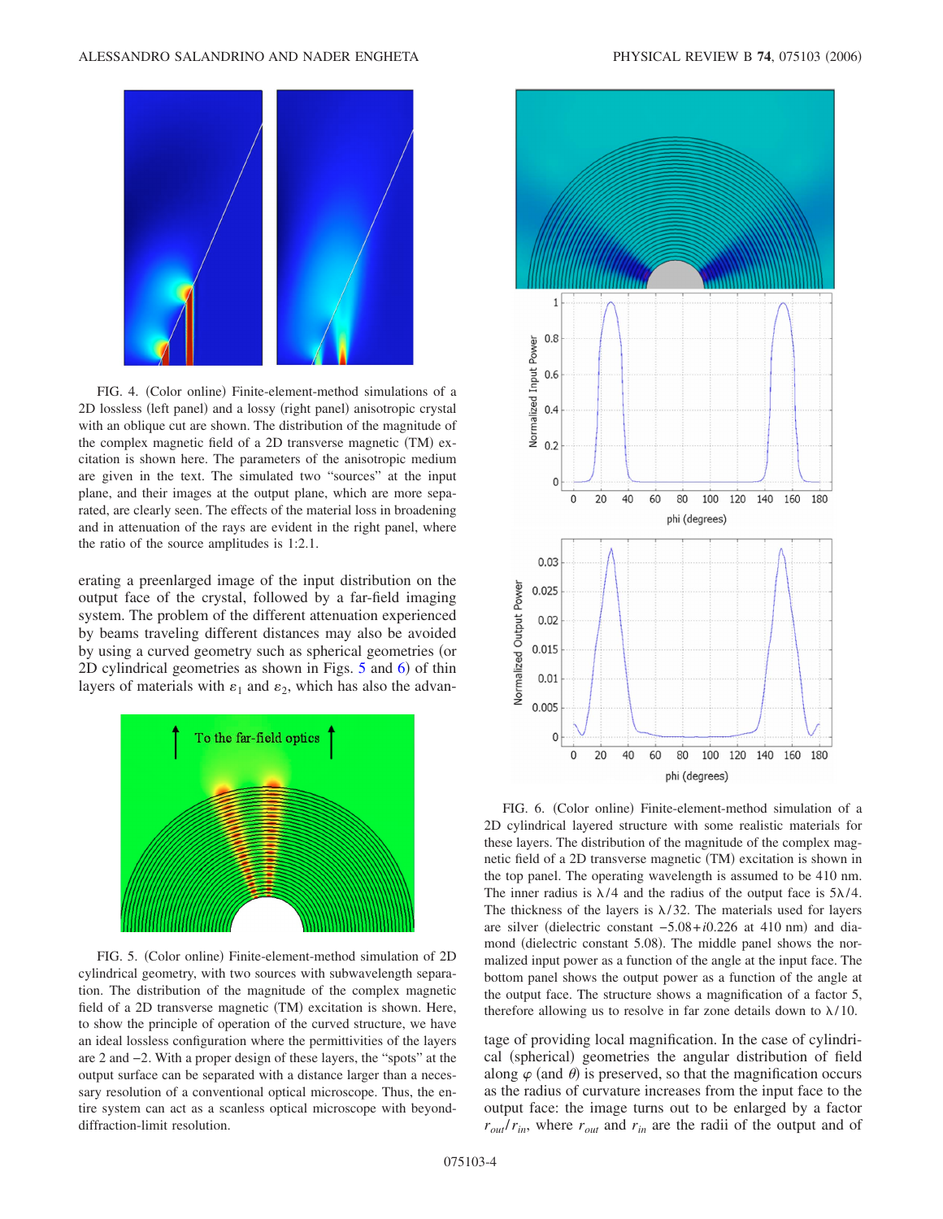FIG. 4. (Color online) Finite-element-method simulations of a 2D lossless (left panel) and a lossy (right panel) anisotropic crystal with an oblique cut are shown. The distribution of the magnitude of the complex magnetic field of a 2D transverse magnetic (TM) excitation is shown here. The parameters of the anisotropic medium are given in the text. The simulated two "sources" at the input plane, and their images at the output plane, which are more separated, are clearly seen. The effects of the material loss in broadening and in attenuation of the rays are evident in the right panel, where the ratio of the source amplitudes is 1:2.1.

erating a preenlarged image of the input distribution on the output face of the crystal, followed by a far-field imaging system. The problem of the different attenuation experienced by beams traveling different distances may also be avoided by using a curved geometry such as spherical geometries (or 2D cylindrical geometries as shown in Figs. 5 and 6) of thin layers of materials with $\varepsilon_1$ and $\varepsilon_2$, which has also the advantage of providing local magnification. In the case of cylindrical (spherical) geometries the angular distribution of field along $\varphi$ (and $\theta$) is preserved, so that the magnification occurs as the radius of curvature increases from the input face to the output face: the image turns out to be enlarged by a factor $r_{out}/r_{in}$, where $r_{out}$ and $r_{in}$ are the radii of the output and of

FIG. 5. (Color online) Finite-element-method simulation of 2D cylindrical geometry, with two sources with subwavelength separation. The distribution of the magnitude of the complex magnetic field of a 2D transverse magnetic (TM) excitation is shown. Here, to show the principle of operation of the curved structure, we have an ideal lossless configuration where the permittivities of the layers are 2 and −2. With a proper design of these layers, the "spots" at the output surface can be separated with a distance larger than a necessary resolution of a conventional optical microscope. Thus, the entire system can act as a scanless optical microscope with beyond-diffraction-limit resolution.

FIG. 6. (Color online) Finite-element-method simulation of a 2D cylindrical layered structure with some realistic materials for these layers. The distribution of the magnitude of the complex magnetic field of a 2D transverse magnetic (TM) excitation is shown in the top panel. The operating wavelength is assumed to be 410 nm. The inner radius is $\lambda/4$ and the radius of the output face is $5\lambda/4$. The thickness of the layers is $\lambda/32$. The materials used for layers are silver (dielectric constant $-5.08+i0.226$ at 410 nm) and diamond (dielectric constant 5.08). The middle panel shows the normalized input power as a function of the angle at the input face. The bottom panel shows the output power as a function of the angle at the output face. The structure shows a magnification of a factor 5, therefore allowing us to resolve in far zone details down to $\lambda/10$.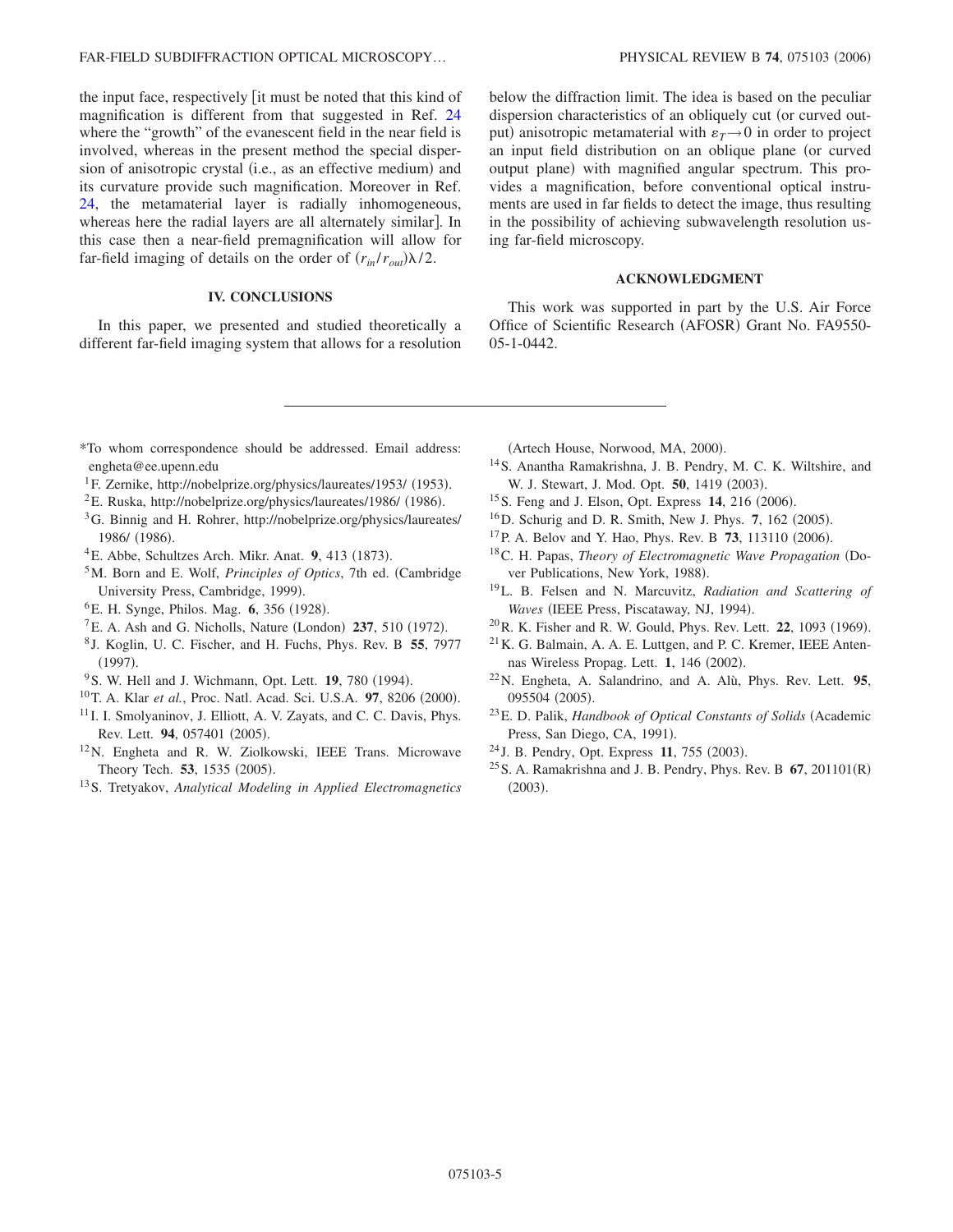the input face, respectively [it must be noted that this kind of magnification is different from that suggested in Ref. 24 where the "growth" of the evanescent field in the near field is involved, whereas in the present method the special dispersion of anisotropic crystal (i.e., as an effective medium) and its curvature provide such magnification. Moreover in Ref. 24, the metamaterial layer is radially inhomogeneous, whereas here the radial layers are all alternately similar]. In this case then a near-field premagnification will allow for far-field imaging of details on the order of $(r_{in}/r_{out})\lambda/2$.

## IV. CONCLUSIONS

In this paper, we presented and studied theoretically a different far-field imaging system that allows for a resolution below the diffraction limit. The idea is based on the peculiar dispersion characteristics of an obliquely cut (or curved output) anisotropic metamaterial with $\varepsilon_T \rightarrow 0$ in order to project an input field distribution on an oblique plane (or curved output plane) with magnified angular spectrum. This provides a magnification, before conventional optical instruments are used in far fields to detect the image, thus resulting in the possibility of achieving subwavelength resolution using far-field microscopy.

## ACKNOWLEDGMENT

This work was supported in part by the U.S. Air Force Office of Scientific Research (AFOSR) Grant No. FA9550-05-1-0442.

---

*To whom correspondence should be addressed. Email address: engheta@ee.upenn.edu

[1] F. Zernike, http://nobelprize.org/physics/laureates/1953/ (1953).

[2] E. Ruska, http://nobelprize.org/physics/laureates/1986/ (1986).

[3] G. Binnig and H. Rohrer, http://nobelprize.org/physics/laureates/1986/ (1986).

[4] E. Abbe, Schultzes Arch. Mikr. Anat. **9**, 413 (1873).

[5] M. Born and E. Wolf, *Principles of Optics*, 7th ed. (Cambridge University Press, Cambridge, 1999).

[6] E. H. Synge, Philos. Mag. **6**, 356 (1928).

[7] E. A. Ash and G. Nicholls, Nature (London) **237**, 510 (1972).

[8] J. Koglin, U. C. Fischer, and H. Fuchs, Phys. Rev. B **55**, 7977 (1997).

[9] S. W. Hell and J. Wichmann, Opt. Lett. **19**, 780 (1994).

[10] T. A. Klar *et al.*, Proc. Natl. Acad. Sci. U.S.A. **97**, 8206 (2000).

[11] I. I. Smolyaninov, J. Elliott, A. V. Zayats, and C. C. Davis, Phys. Rev. Lett. **94**, 057401 (2005).

[12] N. Engheta and R. W. Ziolkowski, IEEE Trans. Microwave Theory Tech. **53**, 1535 (2005).

[13] S. Tretyakov, *Analytical Modeling in Applied Electromagnetics* (Artech House, Norwood, MA, 2000).

[14] S. Anantha Ramakrishna, J. B. Pendry, M. C. K. Wiltshire, and W. J. Stewart, J. Mod. Opt. **50**, 1419 (2003).

[15] S. Feng and J. Elson, Opt. Express **14**, 216 (2006).

[16] D. Schurig and D. R. Smith, New J. Phys. **7**, 162 (2005).

[17] P. A. Belov and Y. Hao, Phys. Rev. B **73**, 113110 (2006).

[18] C. H. Papas, *Theory of Electromagnetic Wave Propagation* (Dover Publications, New York, 1988).

[19] L. B. Felsen and N. Marcuvitz, *Radiation and Scattering of Waves* (IEEE Press, Piscataway, NJ, 1994).

[20] R. K. Fisher and R. W. Gould, Phys. Rev. Lett. **22**, 1093 (1969).

[21] K. G. Balmain, A. A. E. Luttgen, and P. C. Kremer, IEEE Antennas Wireless Propag. Lett. **1**, 146 (2002).

[22] N. Engheta, A. Salandrino, and A. Alù, Phys. Rev. Lett. **95**, 095504 (2005).

[23] E. D. Palik, *Handbook of Optical Constants of Solids* (Academic Press, San Diego, CA, 1991).

[24] J. B. Pendry, Opt. Express **11**, 755 (2003).

[25] S. A. Ramakrishna and J. B. Pendry, Phys. Rev. B **67**, 201101(R) (2003).